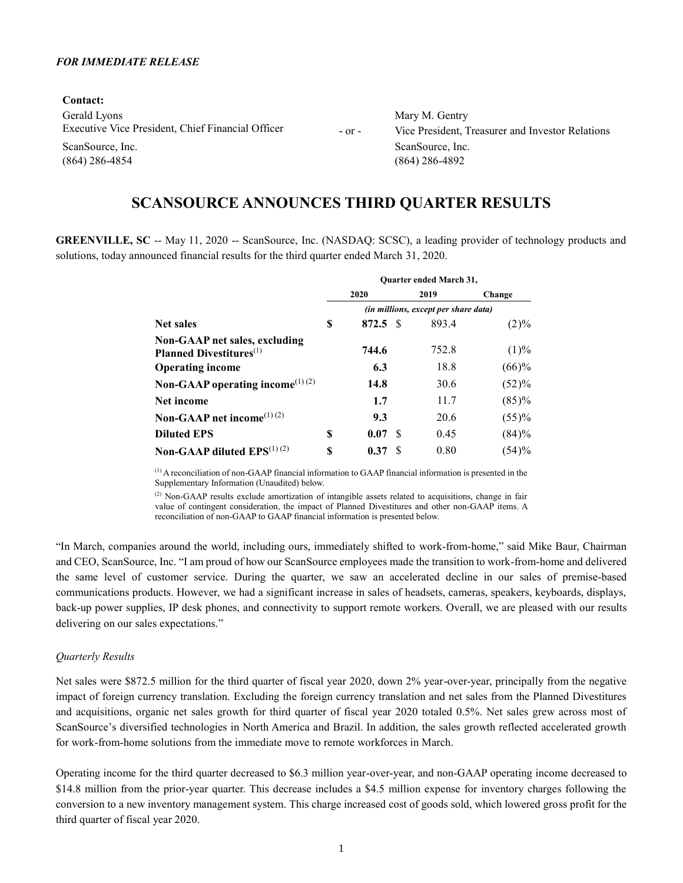***FOR IMMEDIATE RELEASE***

**Contact:**

Gerald Lyons
Executive Vice President, Chief Financial Officer
ScanSource, Inc.
(864) 286-4854

\- or -

Mary M. Gentry
Vice President, Treasurer and Investor Relations
ScanSource, Inc.
(864) 286-4892

# SCANSOURCE ANNOUNCES THIRD QUARTER RESULTS

**GREENVILLE, SC** -- May 11, 2020 -- ScanSource, Inc. (NASDAQ: SCSC), a leading provider of technology products and solutions, today announced financial results for the third quarter ended March 31, 2020.

| | Quarter ended March 31, | | |
|---|---|---|---|
| | 2020 | 2019 | Change |
| | *(in millions, except per share data)* | | |
| **Net sales** | **$ 872.5** | $ 893.4 | (2)% |
| **Non-GAAP net sales, excluding Planned Divestitures**[1] | **744.6** | 752.8 | (1)% |
| **Operating income** | **6.3** | 18.8 | (66)% |
| **Non-GAAP operating income**[1] [2] | **14.8** | 30.6 | (52)% |
| **Net income** | **1.7** | 11.7 | (85)% |
| **Non-GAAP net income**[1] [2] | **9.3** | 20.6 | (55)% |
| **Diluted EPS** | **$ 0.07** | $ 0.45 | (84)% |
| **Non-GAAP diluted EPS**[1] [2] | **$ 0.37** | $ 0.80 | (54)% |

[1] A reconciliation of non-GAAP financial information to GAAP financial information is presented in the Supplementary Information (Unaudited) below.

[2] Non-GAAP results exclude amortization of intangible assets related to acquisitions, change in fair value of contingent consideration, the impact of Planned Divestitures and other non-GAAP items. A reconciliation of non-GAAP to GAAP financial information is presented below.

"In March, companies around the world, including ours, immediately shifted to work-from-home," said Mike Baur, Chairman and CEO, ScanSource, Inc. "I am proud of how our ScanSource employees made the transition to work-from-home and delivered the same level of customer service. During the quarter, we saw an accelerated decline in our sales of premise-based communications products. However, we had a significant increase in sales of headsets, cameras, speakers, keyboards, displays, back-up power supplies, IP desk phones, and connectivity to support remote workers. Overall, we are pleased with our results delivering on our sales expectations."

*Quarterly Results*

Net sales were $872.5 million for the third quarter of fiscal year 2020, down 2% year-over-year, principally from the negative impact of foreign currency translation. Excluding the foreign currency translation and net sales from the Planned Divestitures and acquisitions, organic net sales growth for third quarter of fiscal year 2020 totaled 0.5%. Net sales grew across most of ScanSource's diversified technologies in North America and Brazil. In addition, the sales growth reflected accelerated growth for work-from-home solutions from the immediate move to remote workforces in March.

Operating income for the third quarter decreased to $6.3 million year-over-year, and non-GAAP operating income decreased to $14.8 million from the prior-year quarter. This decrease includes a $4.5 million expense for inventory charges following the conversion to a new inventory management system. This charge increased cost of goods sold, which lowered gross profit for the third quarter of fiscal year 2020.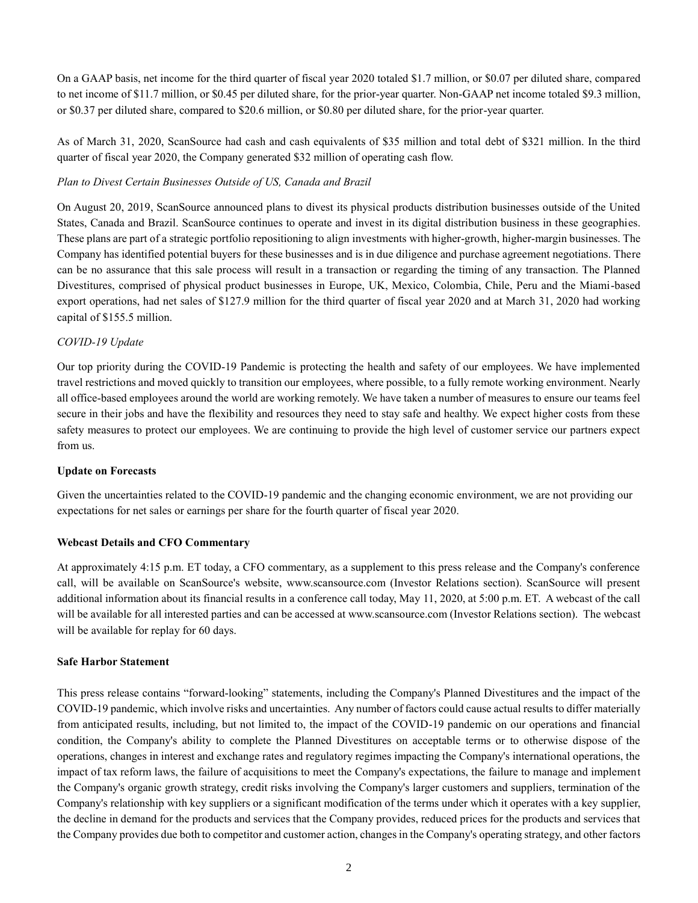On a GAAP basis, net income for the third quarter of fiscal year 2020 totaled $1.7 million, or $0.07 per diluted share, compared to net income of $11.7 million, or $0.45 per diluted share, for the prior-year quarter. Non-GAAP net income totaled $9.3 million, or $0.37 per diluted share, compared to $20.6 million, or $0.80 per diluted share, for the prior-year quarter.

As of March 31, 2020, ScanSource had cash and cash equivalents of $35 million and total debt of $321 million. In the third quarter of fiscal year 2020, the Company generated $32 million of operating cash flow.

*Plan to Divest Certain Businesses Outside of US, Canada and Brazil*

On August 20, 2019, ScanSource announced plans to divest its physical products distribution businesses outside of the United States, Canada and Brazil. ScanSource continues to operate and invest in its digital distribution business in these geographies. These plans are part of a strategic portfolio repositioning to align investments with higher-growth, higher-margin businesses. The Company has identified potential buyers for these businesses and is in due diligence and purchase agreement negotiations. There can be no assurance that this sale process will result in a transaction or regarding the timing of any transaction. The Planned Divestitures, comprised of physical product businesses in Europe, UK, Mexico, Colombia, Chile, Peru and the Miami-based export operations, had net sales of $127.9 million for the third quarter of fiscal year 2020 and at March 31, 2020 had working capital of $155.5 million.

*COVID-19 Update*

Our top priority during the COVID-19 Pandemic is protecting the health and safety of our employees. We have implemented travel restrictions and moved quickly to transition our employees, where possible, to a fully remote working environment. Nearly all office-based employees around the world are working remotely. We have taken a number of measures to ensure our teams feel secure in their jobs and have the flexibility and resources they need to stay safe and healthy. We expect higher costs from these safety measures to protect our employees. We are continuing to provide the high level of customer service our partners expect from us.

**Update on Forecasts**

Given the uncertainties related to the COVID-19 pandemic and the changing economic environment, we are not providing our expectations for net sales or earnings per share for the fourth quarter of fiscal year 2020.

**Webcast Details and CFO Commentary**

At approximately 4:15 p.m. ET today, a CFO commentary, as a supplement to this press release and the Company's conference call, will be available on ScanSource's website, www.scansource.com (Investor Relations section). ScanSource will present additional information about its financial results in a conference call today, May 11, 2020, at 5:00 p.m. ET. A webcast of the call will be available for all interested parties and can be accessed at www.scansource.com (Investor Relations section). The webcast will be available for replay for 60 days.

**Safe Harbor Statement**

This press release contains "forward-looking" statements, including the Company's Planned Divestitures and the impact of the COVID-19 pandemic, which involve risks and uncertainties. Any number of factors could cause actual results to differ materially from anticipated results, including, but not limited to, the impact of the COVID-19 pandemic on our operations and financial condition, the Company's ability to complete the Planned Divestitures on acceptable terms or to otherwise dispose of the operations, changes in interest and exchange rates and regulatory regimes impacting the Company's international operations, the impact of tax reform laws, the failure of acquisitions to meet the Company's expectations, the failure to manage and implement the Company's organic growth strategy, credit risks involving the Company's larger customers and suppliers, termination of the Company's relationship with key suppliers or a significant modification of the terms under which it operates with a key supplier, the decline in demand for the products and services that the Company provides, reduced prices for the products and services that the Company provides due both to competitor and customer action, changes in the Company's operating strategy, and other factors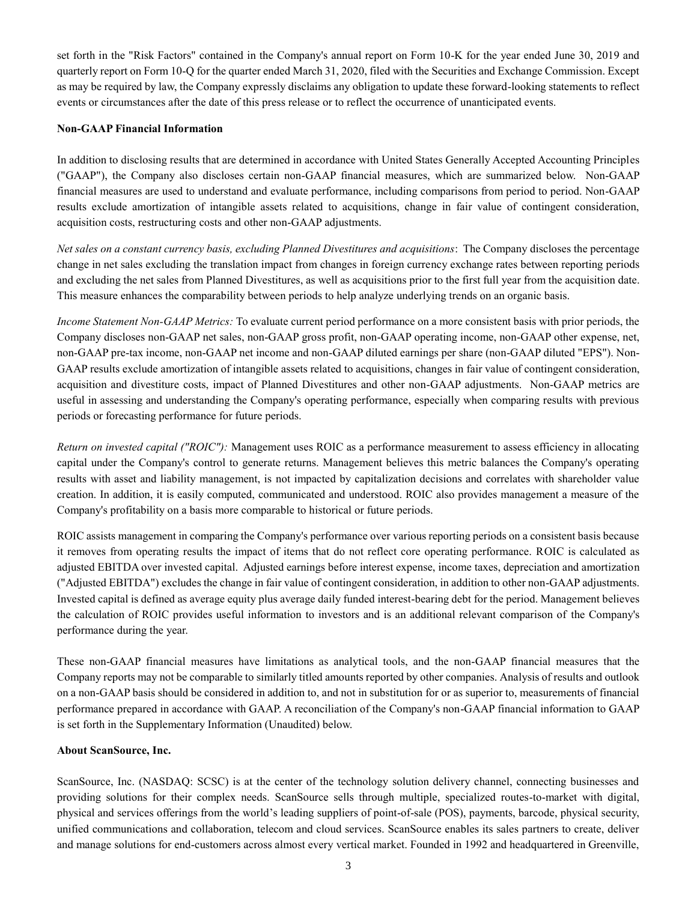set forth in the "Risk Factors" contained in the Company's annual report on Form 10-K for the year ended June 30, 2019 and quarterly report on Form 10-Q for the quarter ended March 31, 2020, filed with the Securities and Exchange Commission. Except as may be required by law, the Company expressly disclaims any obligation to update these forward-looking statements to reflect events or circumstances after the date of this press release or to reflect the occurrence of unanticipated events.

**Non-GAAP Financial Information**

In addition to disclosing results that are determined in accordance with United States Generally Accepted Accounting Principles ("GAAP"), the Company also discloses certain non-GAAP financial measures, which are summarized below. Non-GAAP financial measures are used to understand and evaluate performance, including comparisons from period to period. Non-GAAP results exclude amortization of intangible assets related to acquisitions, change in fair value of contingent consideration, acquisition costs, restructuring costs and other non-GAAP adjustments.

*Net sales on a constant currency basis, excluding Planned Divestitures and acquisitions*: The Company discloses the percentage change in net sales excluding the translation impact from changes in foreign currency exchange rates between reporting periods and excluding the net sales from Planned Divestitures, as well as acquisitions prior to the first full year from the acquisition date. This measure enhances the comparability between periods to help analyze underlying trends on an organic basis.

*Income Statement Non-GAAP Metrics:* To evaluate current period performance on a more consistent basis with prior periods, the Company discloses non-GAAP net sales, non-GAAP gross profit, non-GAAP operating income, non-GAAP other expense, net, non-GAAP pre-tax income, non-GAAP net income and non-GAAP diluted earnings per share (non-GAAP diluted "EPS"). Non-GAAP results exclude amortization of intangible assets related to acquisitions, changes in fair value of contingent consideration, acquisition and divestiture costs, impact of Planned Divestitures and other non-GAAP adjustments. Non-GAAP metrics are useful in assessing and understanding the Company's operating performance, especially when comparing results with previous periods or forecasting performance for future periods.

*Return on invested capital ("ROIC"):* Management uses ROIC as a performance measurement to assess efficiency in allocating capital under the Company's control to generate returns. Management believes this metric balances the Company's operating results with asset and liability management, is not impacted by capitalization decisions and correlates with shareholder value creation. In addition, it is easily computed, communicated and understood. ROIC also provides management a measure of the Company's profitability on a basis more comparable to historical or future periods.

ROIC assists management in comparing the Company's performance over various reporting periods on a consistent basis because it removes from operating results the impact of items that do not reflect core operating performance. ROIC is calculated as adjusted EBITDA over invested capital. Adjusted earnings before interest expense, income taxes, depreciation and amortization ("Adjusted EBITDA") excludes the change in fair value of contingent consideration, in addition to other non-GAAP adjustments. Invested capital is defined as average equity plus average daily funded interest-bearing debt for the period. Management believes the calculation of ROIC provides useful information to investors and is an additional relevant comparison of the Company's performance during the year.

These non-GAAP financial measures have limitations as analytical tools, and the non-GAAP financial measures that the Company reports may not be comparable to similarly titled amounts reported by other companies. Analysis of results and outlook on a non-GAAP basis should be considered in addition to, and not in substitution for or as superior to, measurements of financial performance prepared in accordance with GAAP. A reconciliation of the Company's non-GAAP financial information to GAAP is set forth in the Supplementary Information (Unaudited) below.

**About ScanSource, Inc.**

ScanSource, Inc. (NASDAQ: SCSC) is at the center of the technology solution delivery channel, connecting businesses and providing solutions for their complex needs. ScanSource sells through multiple, specialized routes-to-market with digital, physical and services offerings from the world's leading suppliers of point-of-sale (POS), payments, barcode, physical security, unified communications and collaboration, telecom and cloud services. ScanSource enables its sales partners to create, deliver and manage solutions for end-customers across almost every vertical market. Founded in 1992 and headquartered in Greenville,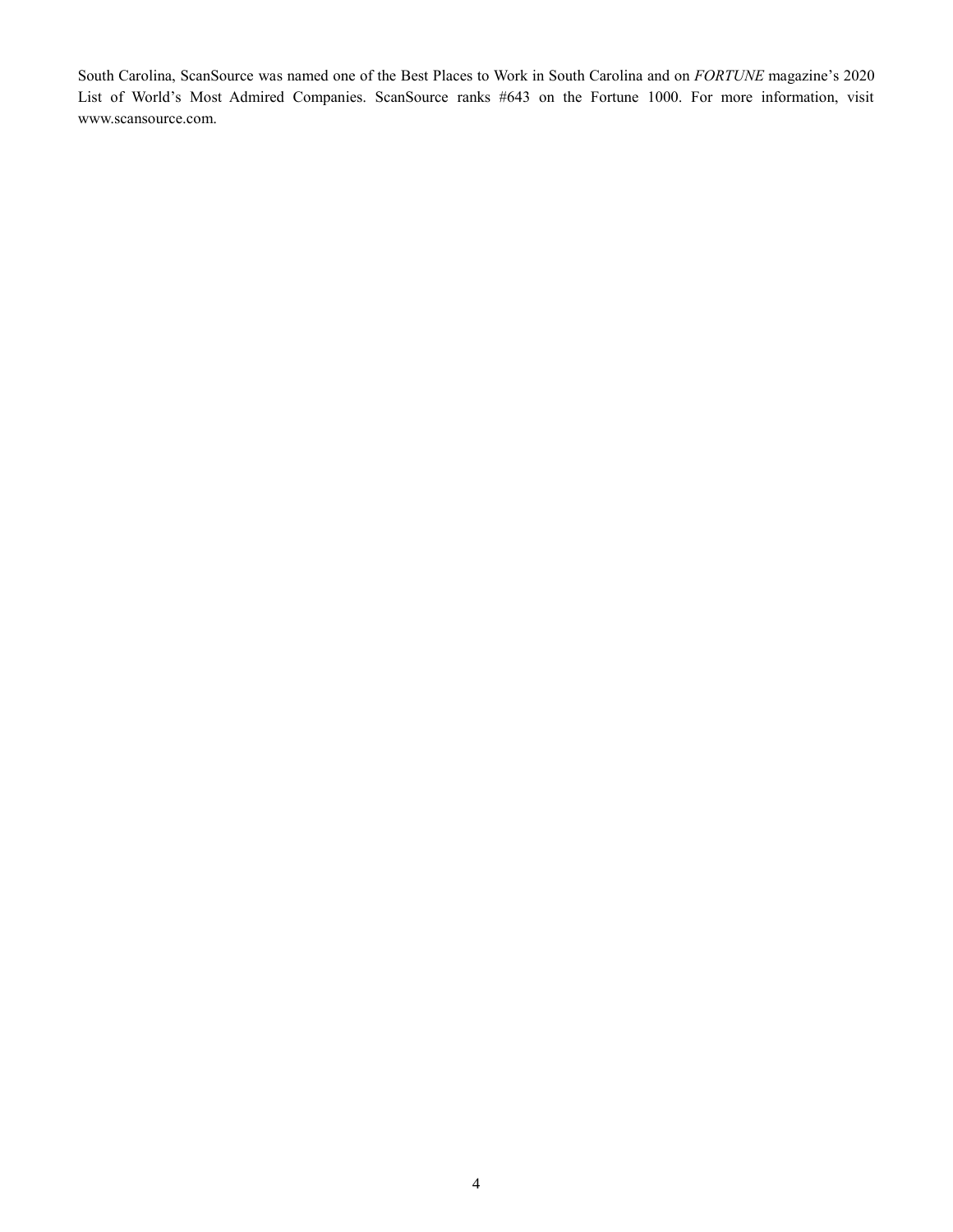South Carolina, ScanSource was named one of the Best Places to Work in South Carolina and on *FORTUNE* magazine's 2020 List of World's Most Admired Companies. ScanSource ranks #643 on the Fortune 1000. For more information, visit www.scansource.com.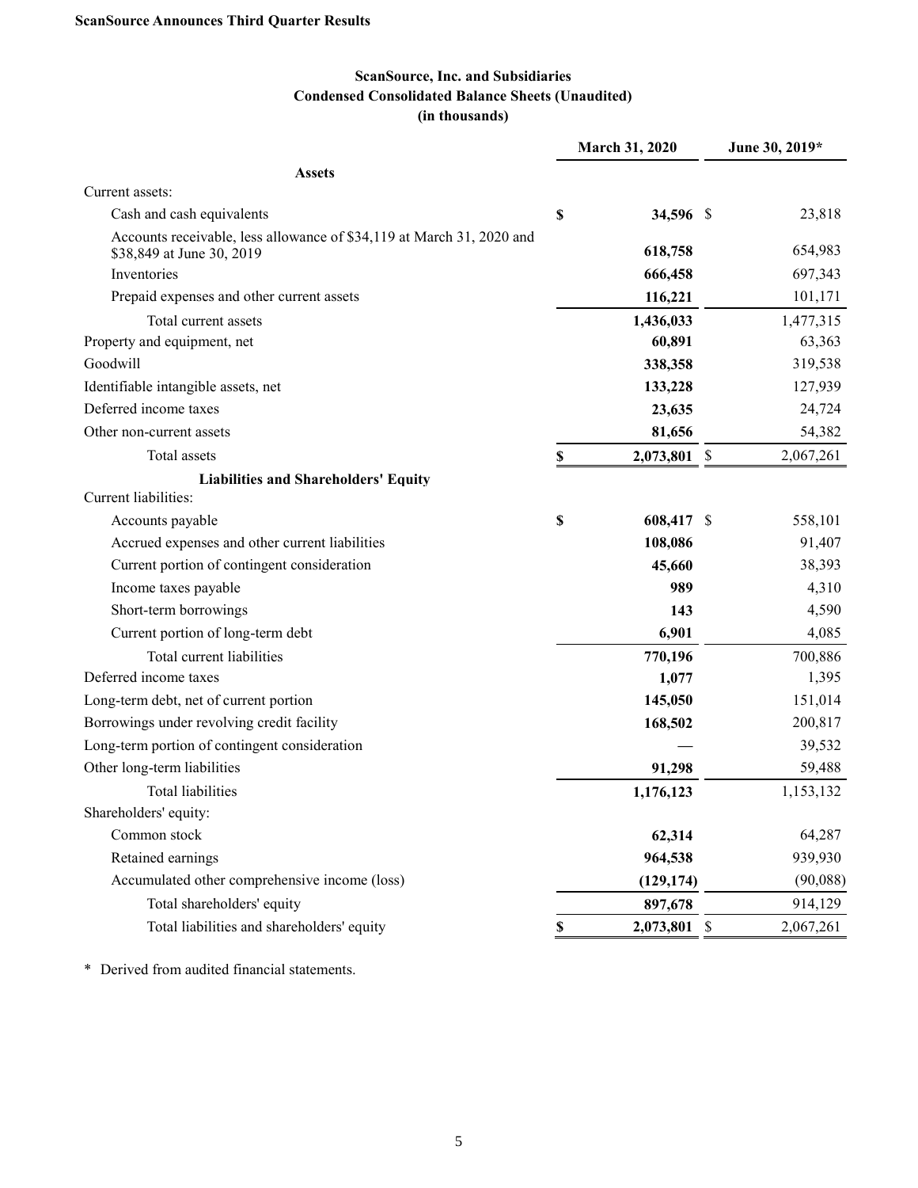**ScanSource Announces Third Quarter Results**

**ScanSource, Inc. and Subsidiaries**
**Condensed Consolidated Balance Sheets (Unaudited)**
**(in thousands)**

| | March 31, 2020 | June 30, 2019* |
|---|---|---|
| **Assets** | | |
| Current assets: | | |
| Cash and cash equivalents | $ 34,596 | $ 23,818 |
| Accounts receivable, less allowance of $34,119 at March 31, 2020 and $38,849 at June 30, 2019 | 618,758 | 654,983 |
| Inventories | 666,458 | 697,343 |
| Prepaid expenses and other current assets | 116,221 | 101,171 |
| Total current assets | 1,436,033 | 1,477,315 |
| Property and equipment, net | 60,891 | 63,363 |
| Goodwill | 338,358 | 319,538 |
| Identifiable intangible assets, net | 133,228 | 127,939 |
| Deferred income taxes | 23,635 | 24,724 |
| Other non-current assets | 81,656 | 54,382 |
| Total assets | $ 2,073,801 | $ 2,067,261 |
| **Liabilities and Shareholders' Equity** | | |
| Current liabilities: | | |
| Accounts payable | $ 608,417 | $ 558,101 |
| Accrued expenses and other current liabilities | 108,086 | 91,407 |
| Current portion of contingent consideration | 45,660 | 38,393 |
| Income taxes payable | 989 | 4,310 |
| Short-term borrowings | 143 | 4,590 |
| Current portion of long-term debt | 6,901 | 4,085 |
| Total current liabilities | 770,196 | 700,886 |
| Deferred income taxes | 1,077 | 1,395 |
| Long-term debt, net of current portion | 145,050 | 151,014 |
| Borrowings under revolving credit facility | 168,502 | 200,817 |
| Long-term portion of contingent consideration | — | 39,532 |
| Other long-term liabilities | 91,298 | 59,488 |
| Total liabilities | 1,176,123 | 1,153,132 |
| Shareholders' equity: | | |
| Common stock | 62,314 | 64,287 |
| Retained earnings | 964,538 | 939,930 |
| Accumulated other comprehensive income (loss) | (129,174) | (90,088) |
| Total shareholders' equity | 897,678 | 914,129 |
| Total liabilities and shareholders' equity | $ 2,073,801 | $ 2,067,261 |

\* Derived from audited financial statements.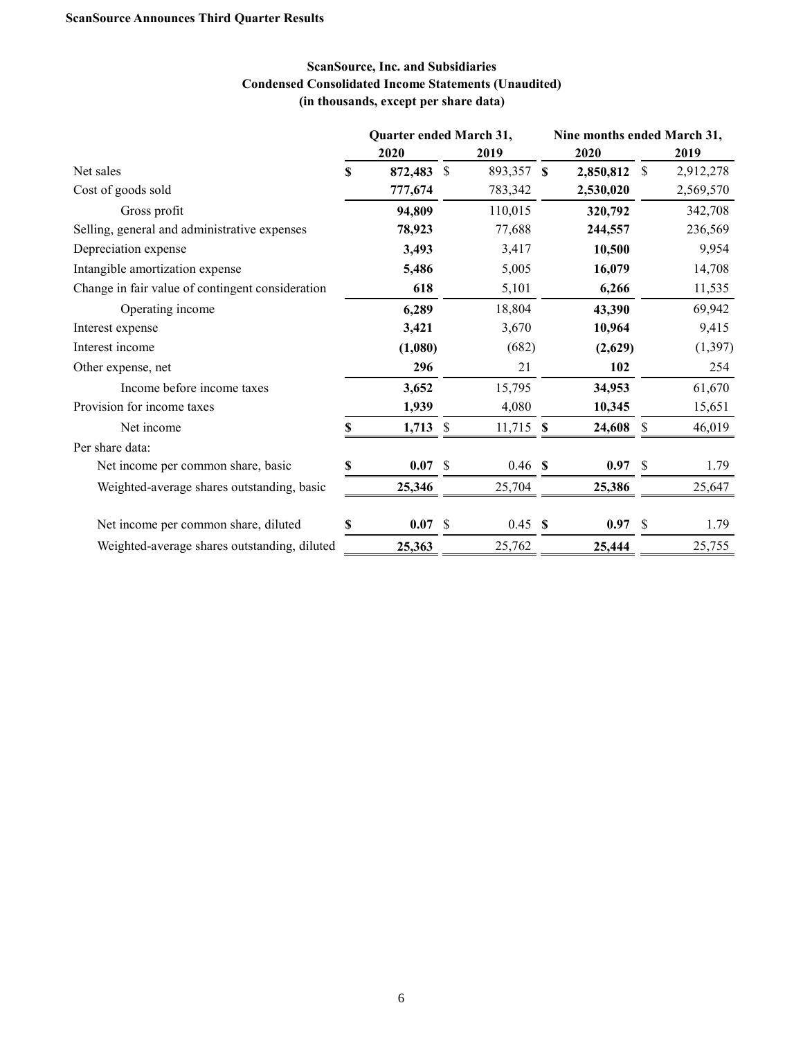**ScanSource, Inc. and Subsidiaries**
**Condensed Consolidated Income Statements (Unaudited)**
**(in thousands, except per share data)**

| | Quarter ended March 31, | | Nine months ended March 31, | |
|---|---|---|---|---|
| | **2020** | **2019** | **2020** | **2019** |
| Net sales | **$ 872,483** | $ 893,357 | **$ 2,850,812** | $ 2,912,278 |
| Cost of goods sold | **777,674** | 783,342 | **2,530,020** | 2,569,570 |
| Gross profit | **94,809** | 110,015 | **320,792** | 342,708 |
| Selling, general and administrative expenses | **78,923** | 77,688 | **244,557** | 236,569 |
| Depreciation expense | **3,493** | 3,417 | **10,500** | 9,954 |
| Intangible amortization expense | **5,486** | 5,005 | **16,079** | 14,708 |
| Change in fair value of contingent consideration | **618** | 5,101 | **6,266** | 11,535 |
| Operating income | **6,289** | 18,804 | **43,390** | 69,942 |
| Interest expense | **3,421** | 3,670 | **10,964** | 9,415 |
| Interest income | **(1,080)** | (682) | **(2,629)** | (1,397) |
| Other expense, net | **296** | 21 | **102** | 254 |
| Income before income taxes | **3,652** | 15,795 | **34,953** | 61,670 |
| Provision for income taxes | **1,939** | 4,080 | **10,345** | 15,651 |
| Net income | **$ 1,713** | $ 11,715 | **$ 24,608** | $ 46,019 |
| Per share data: | | | | |
| Net income per common share, basic | **$ 0.07** | $ 0.46 | **$ 0.97** | $ 1.79 |
| Weighted-average shares outstanding, basic | **25,346** | 25,704 | **25,386** | 25,647 |
| Net income per common share, diluted | **$ 0.07** | $ 0.45 | **$ 0.97** | $ 1.79 |
| Weighted-average shares outstanding, diluted | **25,363** | 25,762 | **25,444** | 25,755 |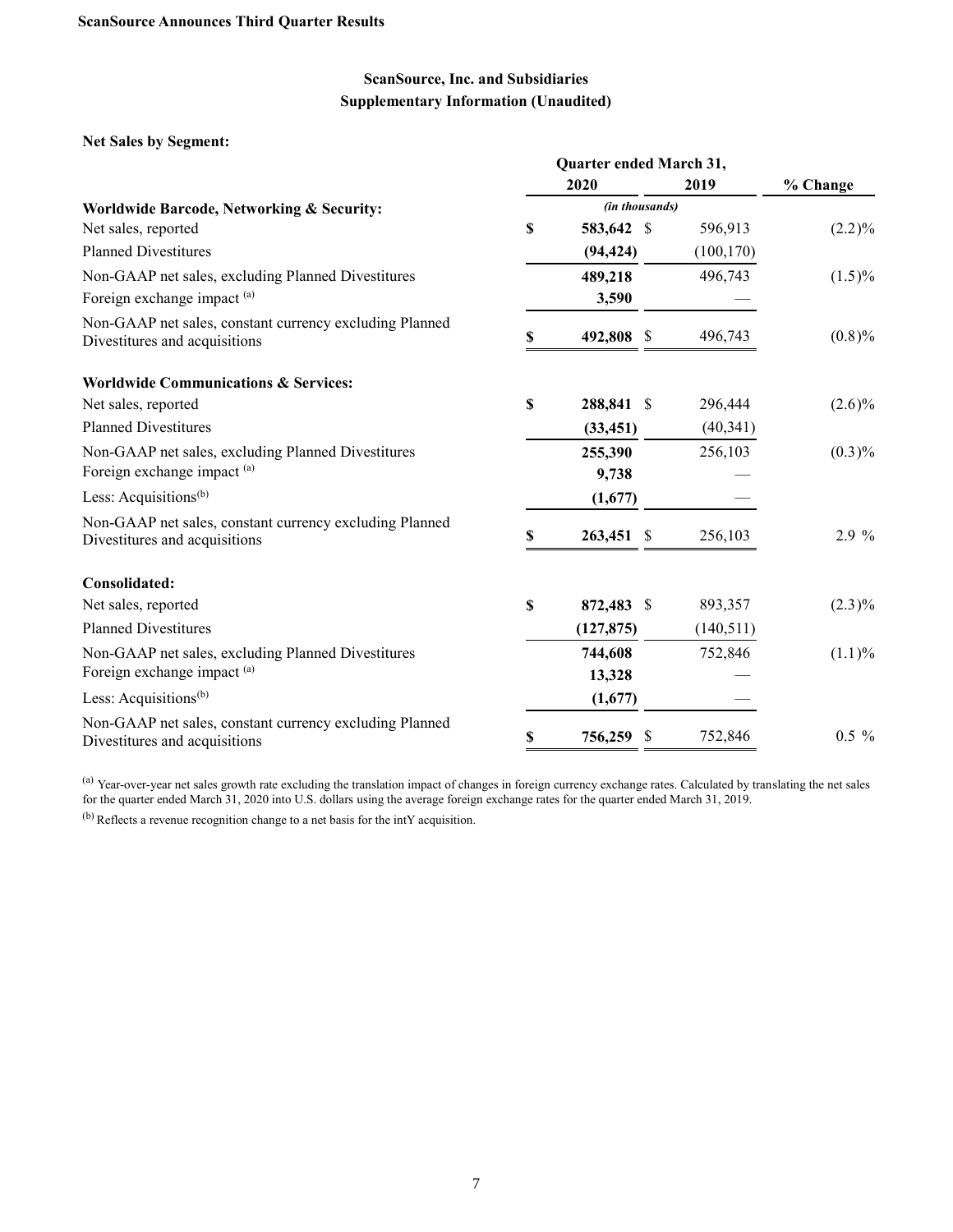**ScanSource Announces Third Quarter Results**

## ScanSource, Inc. and Subsidiaries
## Supplementary Information (Unaudited)

**Net Sales by Segment:**

| | Quarter ended March 31, | | |
|---|---|---|---|
| | 2020 | 2019 | % Change |
| | *(in thousands)* | | |
| **Worldwide Barcode, Networking & Security:** | | | |
| Net sales, reported | $ 583,642 | $ 596,913 | (2.2)% |
| Planned Divestitures | (94,424) | (100,170) | |
| Non-GAAP net sales, excluding Planned Divestitures | 489,218 | 496,743 | (1.5)% |
| Foreign exchange impact [(a)] | 3,590 | — | |
| Non-GAAP net sales, constant currency excluding Planned Divestitures and acquisitions | $ 492,808 | $ 496,743 | (0.8)% |
| **Worldwide Communications & Services:** | | | |
| Net sales, reported | $ 288,841 | $ 296,444 | (2.6)% |
| Planned Divestitures | (33,451) | (40,341) | |
| Non-GAAP net sales, excluding Planned Divestitures | 255,390 | 256,103 | (0.3)% |
| Foreign exchange impact [(a)] | 9,738 | — | |
| Less: Acquisitions[(b)] | (1,677) | — | |
| Non-GAAP net sales, constant currency excluding Planned Divestitures and acquisitions | $ 263,451 | $ 256,103 | 2.9 % |
| **Consolidated:** | | | |
| Net sales, reported | $ 872,483 | $ 893,357 | (2.3)% |
| Planned Divestitures | (127,875) | (140,511) | |
| Non-GAAP net sales, excluding Planned Divestitures | 744,608 | 752,846 | (1.1)% |
| Foreign exchange impact [(a)] | 13,328 | — | |
| Less: Acquisitions[(b)] | (1,677) | — | |
| Non-GAAP net sales, constant currency excluding Planned Divestitures and acquisitions | $ 756,259 | $ 752,846 | 0.5 % |

[(a)] Year-over-year net sales growth rate excluding the translation impact of changes in foreign currency exchange rates. Calculated by translating the net sales for the quarter ended March 31, 2020 into U.S. dollars using the average foreign exchange rates for the quarter ended March 31, 2019.

[(b)] Reflects a revenue recognition change to a net basis for the intY acquisition.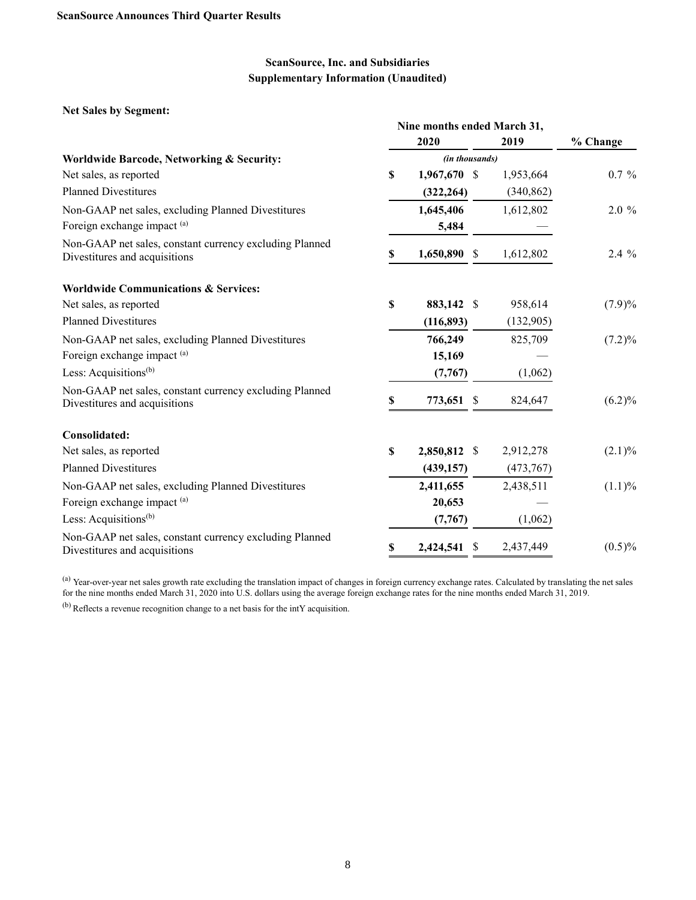## ScanSource, Inc. and Subsidiaries
## Supplementary Information (Unaudited)

**Net Sales by Segment:**

| | Nine months ended March 31, 2020 | Nine months ended March 31, 2019 | % Change |
|---|---|---|---|
| | *(in thousands)* | | |
| **Worldwide Barcode, Networking & Security:** | | | |
| Net sales, as reported | **$ 1,967,670** | $ 1,953,664 | 0.7 % |
| Planned Divestitures | **(322,264)** | (340,862) | |
| Non-GAAP net sales, excluding Planned Divestitures | **1,645,406** | 1,612,802 | 2.0 % |
| Foreign exchange impact [(a)] | **5,484** | — | |
| Non-GAAP net sales, constant currency excluding Planned Divestitures and acquisitions | **$ 1,650,890** | $ 1,612,802 | 2.4 % |
| **Worldwide Communications & Services:** | | | |
| Net sales, as reported | **$ 883,142** | $ 958,614 | (7.9)% |
| Planned Divestitures | **(116,893)** | (132,905) | |
| Non-GAAP net sales, excluding Planned Divestitures | **766,249** | 825,709 | (7.2)% |
| Foreign exchange impact [(a)] | **15,169** | — | |
| Less: Acquisitions[(b)] | **(7,767)** | (1,062) | |
| Non-GAAP net sales, constant currency excluding Planned Divestitures and acquisitions | **$ 773,651** | $ 824,647 | (6.2)% |
| **Consolidated:** | | | |
| Net sales, as reported | **$ 2,850,812** | $ 2,912,278 | (2.1)% |
| Planned Divestitures | **(439,157)** | (473,767) | |
| Non-GAAP net sales, excluding Planned Divestitures | **2,411,655** | 2,438,511 | (1.1)% |
| Foreign exchange impact [(a)] | **20,653** | — | |
| Less: Acquisitions[(b)] | **(7,767)** | (1,062) | |
| Non-GAAP net sales, constant currency excluding Planned Divestitures and acquisitions | **$ 2,424,541** | $ 2,437,449 | (0.5)% |

[(a)] Year-over-year net sales growth rate excluding the translation impact of changes in foreign currency exchange rates. Calculated by translating the net sales for the nine months ended March 31, 2020 into U.S. dollars using the average foreign exchange rates for the nine months ended March 31, 2019.

[(b)] Reflects a revenue recognition change to a net basis for the intY acquisition.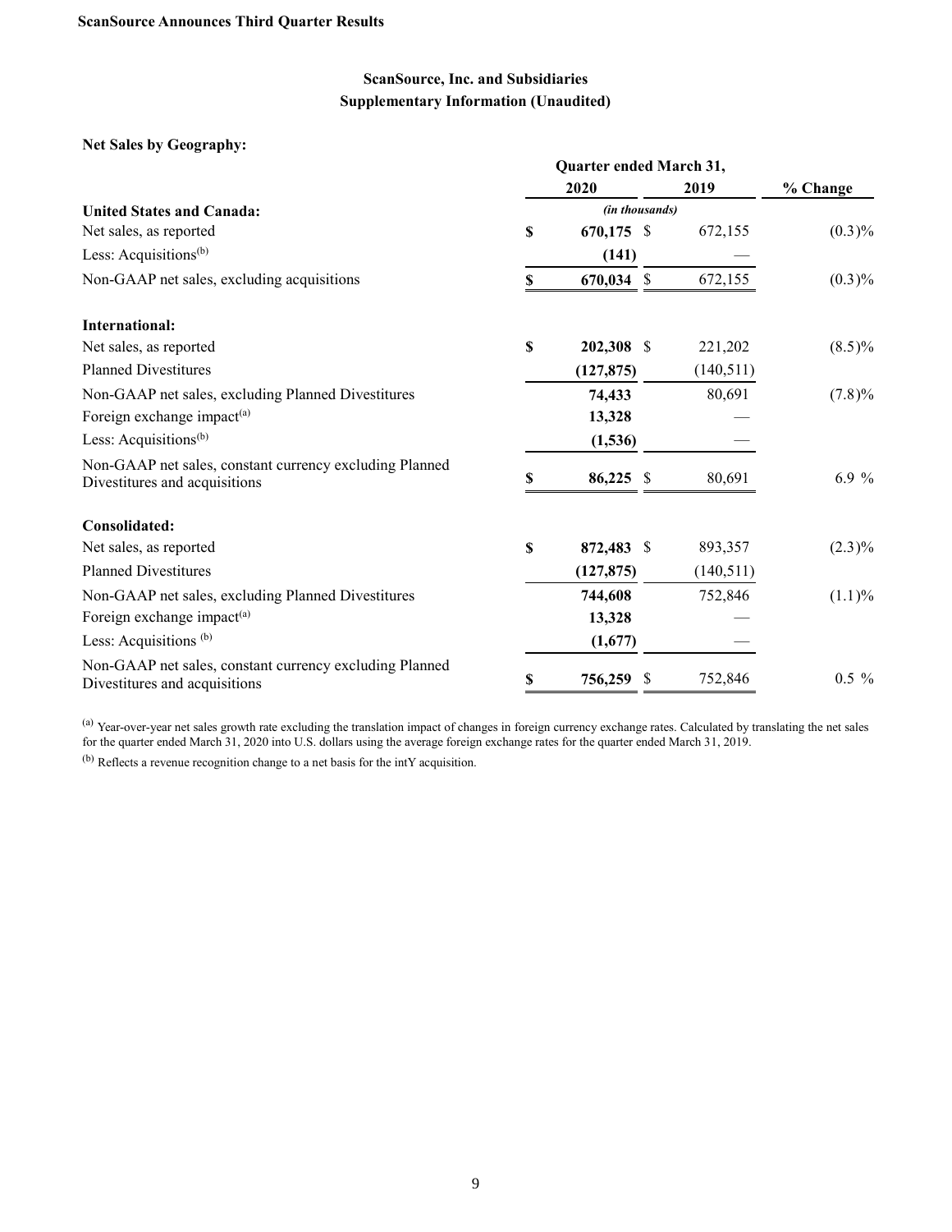**ScanSource Announces Third Quarter Results**

## ScanSource, Inc. and Subsidiaries
## Supplementary Information (Unaudited)

**Net Sales by Geography:**

| | Quarter ended March 31, | | |
|---|---|---|---|
| | **2020** | **2019** | **% Change** |
| | *(in thousands)* | | |
| **United States and Canada:** | | | |
| Net sales, as reported | **$ 670,175** | $ 672,155 | (0.3)% |
| Less: Acquisitions[b] | **(141)** | — | |
| Non-GAAP net sales, excluding acquisitions | **$ 670,034** | $ 672,155 | (0.3)% |
| | | | |
| **International:** | | | |
| Net sales, as reported | **$ 202,308** | $ 221,202 | (8.5)% |
| Planned Divestitures | **(127,875)** | (140,511) | |
| Non-GAAP net sales, excluding Planned Divestitures | **74,433** | 80,691 | (7.8)% |
| Foreign exchange impact[a] | **13,328** | — | |
| Less: Acquisitions[b] | **(1,536)** | — | |
| Non-GAAP net sales, constant currency excluding Planned Divestitures and acquisitions | **$ 86,225** | $ 80,691 | 6.9 % |
| | | | |
| **Consolidated:** | | | |
| Net sales, as reported | **$ 872,483** | $ 893,357 | (2.3)% |
| Planned Divestitures | **(127,875)** | (140,511) | |
| Non-GAAP net sales, excluding Planned Divestitures | **744,608** | 752,846 | (1.1)% |
| Foreign exchange impact[a] | **13,328** | — | |
| Less: Acquisitions [b] | **(1,677)** | — | |
| Non-GAAP net sales, constant currency excluding Planned Divestitures and acquisitions | **$ 756,259** | $ 752,846 | 0.5 % |

[a] Year-over-year net sales growth rate excluding the translation impact of changes in foreign currency exchange rates. Calculated by translating the net sales for the quarter ended March 31, 2020 into U.S. dollars using the average foreign exchange rates for the quarter ended March 31, 2019.

[b] Reflects a revenue recognition change to a net basis for the intY acquisition.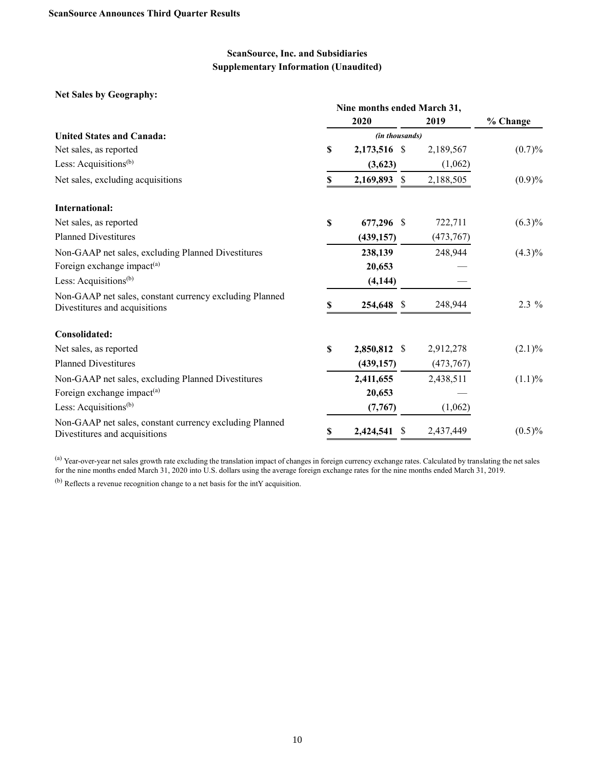ScanSource Announces Third Quarter Results

## ScanSource, Inc. and Subsidiaries
## Supplementary Information (Unaudited)

**Net Sales by Geography:**

| | Nine months ended March 31, | | |
|---|---|---|---|
| | **2020** | **2019** | **% Change** |
| | *(in thousands)* | | |
| **United States and Canada:** | | | |
| Net sales, as reported | **$ 2,173,516** | $ 2,189,567 | (0.7)% |
| Less: Acquisitions[(b)] | **(3,623)** | (1,062) | |
| Net sales, excluding acquisitions | **$ 2,169,893** | $ 2,188,505 | (0.9)% |
| | | | |
| **International:** | | | |
| Net sales, as reported | **$ 677,296** | $ 722,711 | (6.3)% |
| Planned Divestitures | **(439,157)** | (473,767) | |
| Non-GAAP net sales, excluding Planned Divestitures | **238,139** | 248,944 | (4.3)% |
| Foreign exchange impact[(a)] | **20,653** | — | |
| Less: Acquisitions[(b)] | **(4,144)** | — | |
| Non-GAAP net sales, constant currency excluding Planned Divestitures and acquisitions | **$ 254,648** | $ 248,944 | 2.3 % |
| | | | |
| **Consolidated:** | | | |
| Net sales, as reported | **$ 2,850,812** | $ 2,912,278 | (2.1)% |
| Planned Divestitures | **(439,157)** | (473,767) | |
| Non-GAAP net sales, excluding Planned Divestitures | **2,411,655** | 2,438,511 | (1.1)% |
| Foreign exchange impact[(a)] | **20,653** | — | |
| Less: Acquisitions[(b)] | **(7,767)** | (1,062) | |
| Non-GAAP net sales, constant currency excluding Planned Divestitures and acquisitions | **$ 2,424,541** | $ 2,437,449 | (0.5)% |

[(a)] Year-over-year net sales growth rate excluding the translation impact of changes in foreign currency exchange rates. Calculated by translating the net sales for the nine months ended March 31, 2020 into U.S. dollars using the average foreign exchange rates for the nine months ended March 31, 2019.

[(b)] Reflects a revenue recognition change to a net basis for the intY acquisition.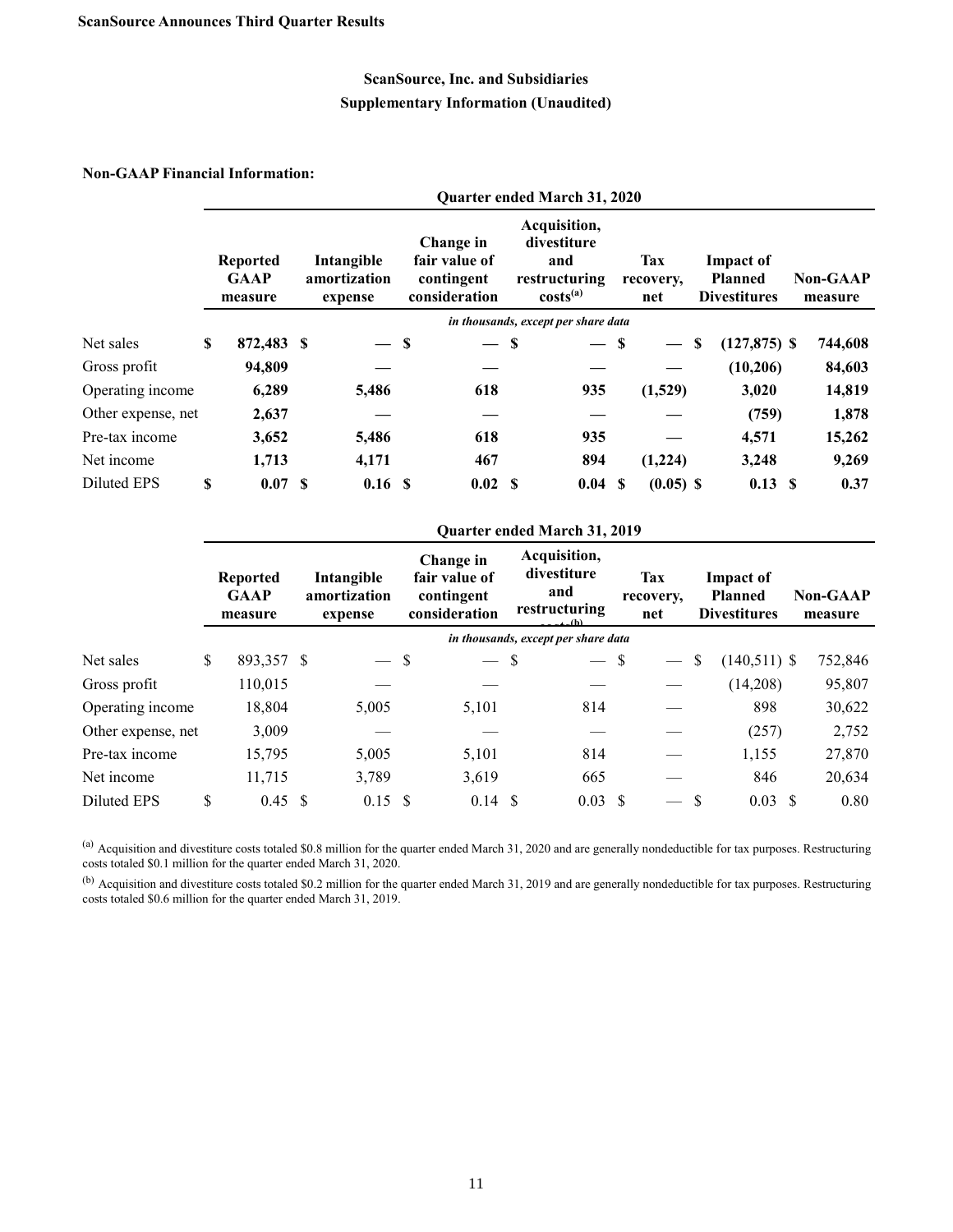**ScanSource Announces Third Quarter Results**

## ScanSource, Inc. and Subsidiaries
## Supplementary Information (Unaudited)

**Non-GAAP Financial Information:**

| | Quarter ended March 31, 2020 | | | | | | |
|---|---|---|---|---|---|---|---|
| | Reported GAAP measure | Intangible amortization expense | Change in fair value of contingent consideration | Acquisition, divestiture and restructuring costs[(a)] | Tax recovery, net | Impact of Planned Divestitures | Non-GAAP measure |
| | *in thousands, except per share data* | | | | | | |
| Net sales | $ 872,483 | $ — | $ — | $ — | $ — | $ (127,875) | $ 744,608 |
| Gross profit | 94,809 | — | — | — | — | (10,206) | 84,603 |
| Operating income | 6,289 | 5,486 | 618 | 935 | (1,529) | 3,020 | 14,819 |
| Other expense, net | 2,637 | — | — | — | — | (759) | 1,878 |
| Pre-tax income | 3,652 | 5,486 | 618 | 935 | — | 4,571 | 15,262 |
| Net income | 1,713 | 4,171 | 467 | 894 | (1,224) | 3,248 | 9,269 |
| Diluted EPS | $ 0.07 | $ 0.16 | $ 0.02 | $ 0.04 | $ (0.05) | $ 0.13 | $ 0.37 |

| | Quarter ended March 31, 2019 | | | | | | |
|---|---|---|---|---|---|---|---|
| | Reported GAAP measure | Intangible amortization expense | Change in fair value of contingent consideration | Acquisition, divestiture and restructuring costs[(b)] | Tax recovery, net | Impact of Planned Divestitures | Non-GAAP measure |
| | *in thousands, except per share data* | | | | | | |
| Net sales | $ 893,357 | $ — | $ — | $ — | $ — | $ (140,511) | $ 752,846 |
| Gross profit | 110,015 | — | — | — | — | (14,208) | 95,807 |
| Operating income | 18,804 | 5,005 | 5,101 | 814 | — | 898 | 30,622 |
| Other expense, net | 3,009 | — | — | — | — | (257) | 2,752 |
| Pre-tax income | 15,795 | 5,005 | 5,101 | 814 | — | 1,155 | 27,870 |
| Net income | 11,715 | 3,789 | 3,619 | 665 | — | 846 | 20,634 |
| Diluted EPS | $ 0.45 | $ 0.15 | $ 0.14 | $ 0.03 | $ — | $ 0.03 | $ 0.80 |

[(a)] Acquisition and divestiture costs totaled $0.8 million for the quarter ended March 31, 2020 and are generally nondeductible for tax purposes. Restructuring costs totaled $0.1 million for the quarter ended March 31, 2020.

[(b)] Acquisition and divestiture costs totaled $0.2 million for the quarter ended March 31, 2019 and are generally nondeductible for tax purposes. Restructuring costs totaled $0.6 million for the quarter ended March 31, 2019.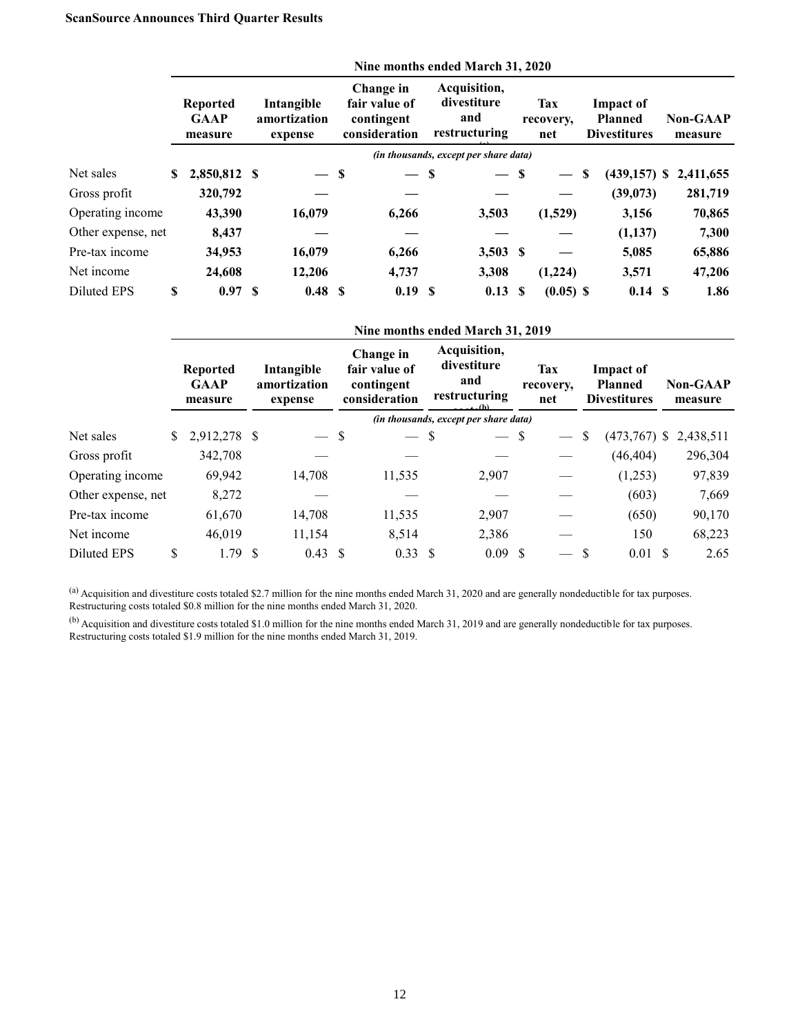**ScanSource Announces Third Quarter Results**

| | Nine months ended March 31, 2020 | | | | | | |
|---|---|---|---|---|---|---|---|
| | Reported GAAP measure | Intangible amortization expense | Change in fair value of contingent consideration | Acquisition, divestiture and restructuring costs (a) | Tax recovery, net | Impact of Planned Divestitures | Non-GAAP measure |
| | *(in thousands, except per share data)* | | | | | | |
| Net sales | **$ 2,850,812** | **$ —** | **$ —** | **$ —** | **$ —** | **$ (439,157)** | **$ 2,411,655** |
| Gross profit | **320,792** | **—** | **—** | **—** | **—** | **(39,073)** | **281,719** |
| Operating income | **43,390** | **16,079** | **6,266** | **3,503** | **(1,529)** | **3,156** | **70,865** |
| Other expense, net | **8,437** | **—** | **—** | **—** | **—** | **(1,137)** | **7,300** |
| Pre-tax income | **34,953** | **16,079** | **6,266** | **3,503** | **$ —** | **5,085** | **65,886** |
| Net income | **24,608** | **12,206** | **4,737** | **3,308** | **(1,224)** | **3,571** | **47,206** |
| Diluted EPS | **$ 0.97** | **$ 0.48** | **$ 0.19** | **$ 0.13** | **$ (0.05)** | **$ 0.14** | **$ 1.86** |

| | Nine months ended March 31, 2019 | | | | | | |
|---|---|---|---|---|---|---|---|
| | Reported GAAP measure | Intangible amortization expense | Change in fair value of contingent consideration | Acquisition, divestiture and restructuring costs (b) | Tax recovery, net | Impact of Planned Divestitures | Non-GAAP measure |
| | *(in thousands, except per share data)* | | | | | | |
| Net sales | $ 2,912,278 | $ — | $ — | $ — | $ — | $ (473,767) | $ 2,438,511 |
| Gross profit | 342,708 | — | — | — | — | (46,404) | 296,304 |
| Operating income | 69,942 | 14,708 | 11,535 | 2,907 | — | (1,253) | 97,839 |
| Other expense, net | 8,272 | — | — | — | — | (603) | 7,669 |
| Pre-tax income | 61,670 | 14,708 | 11,535 | 2,907 | — | (650) | 90,170 |
| Net income | 46,019 | 11,154 | 8,514 | 2,386 | — | 150 | 68,223 |
| Diluted EPS | $ 1.79 | $ 0.43 | $ 0.33 | $ 0.09 | $ — | $ 0.01 | $ 2.65 |

(a) Acquisition and divestiture costs totaled $2.7 million for the nine months ended March 31, 2020 and are generally nondeductible for tax purposes. Restructuring costs totaled $0.8 million for the nine months ended March 31, 2020.

(b) Acquisition and divestiture costs totaled $1.0 million for the nine months ended March 31, 2019 and are generally nondeductible for tax purposes. Restructuring costs totaled $1.9 million for the nine months ended March 31, 2019.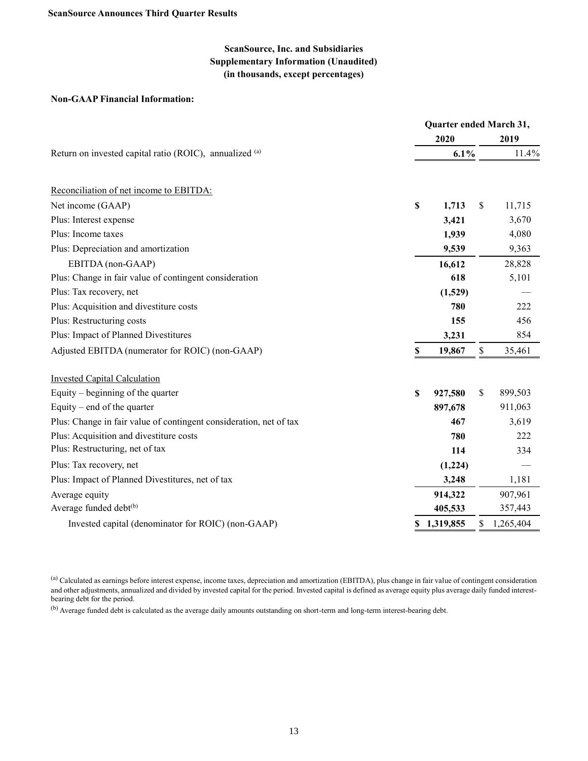**ScanSource, Inc. and Subsidiaries**
**Supplementary Information (Unaudited)**
**(in thousands, except percentages)**

**Non-GAAP Financial Information:**

| | Quarter ended March 31, | |
|---|---|---|
| | **2020** | 2019 |
| Return on invested capital ratio (ROIC), annualized [(a)] | **6.1%** | 11.4% |
| | | |
| Reconciliation of net income to EBITDA: | | |
| Net income (GAAP) | **$ 1,713** | $ 11,715 |
| Plus: Interest expense | **3,421** | 3,670 |
| Plus: Income taxes | **1,939** | 4,080 |
| Plus: Depreciation and amortization | **9,539** | 9,363 |
| EBITDA (non-GAAP) | **16,612** | 28,828 |
| Plus: Change in fair value of contingent consideration | **618** | 5,101 |
| Plus: Tax recovery, net | **(1,529)** | — |
| Plus: Acquisition and divestiture costs | **780** | 222 |
| Plus: Restructuring costs | **155** | 456 |
| Plus: Impact of Planned Divestitures | **3,231** | 854 |
| Adjusted EBITDA (numerator for ROIC) (non-GAAP) | **$ 19,867** | $ 35,461 |
| | | |
| Invested Capital Calculation | | |
| Equity – beginning of the quarter | **$ 927,580** | $ 899,503 |
| Equity – end of the quarter | **897,678** | 911,063 |
| Plus: Change in fair value of contingent consideration, net of tax | **467** | 3,619 |
| Plus: Acquisition and divestiture costs | **780** | 222 |
| Plus: Restructuring, net of tax | **114** | 334 |
| Plus: Tax recovery, net | **(1,224)** | — |
| Plus: Impact of Planned Divestitures, net of tax | **3,248** | 1,181 |
| Average equity | **914,322** | 907,961 |
| Average funded debt[(b)] | **405,533** | 357,443 |
| Invested capital (denominator for ROIC) (non-GAAP) | **$ 1,319,855** | $ 1,265,404 |

[(a)] Calculated as earnings before interest expense, income taxes, depreciation and amortization (EBITDA), plus change in fair value of contingent consideration and other adjustments, annualized and divided by invested capital for the period. Invested capital is defined as average equity plus average daily funded interest-bearing debt for the period.

[(b)] Average funded debt is calculated as the average daily amounts outstanding on short-term and long-term interest-bearing debt.